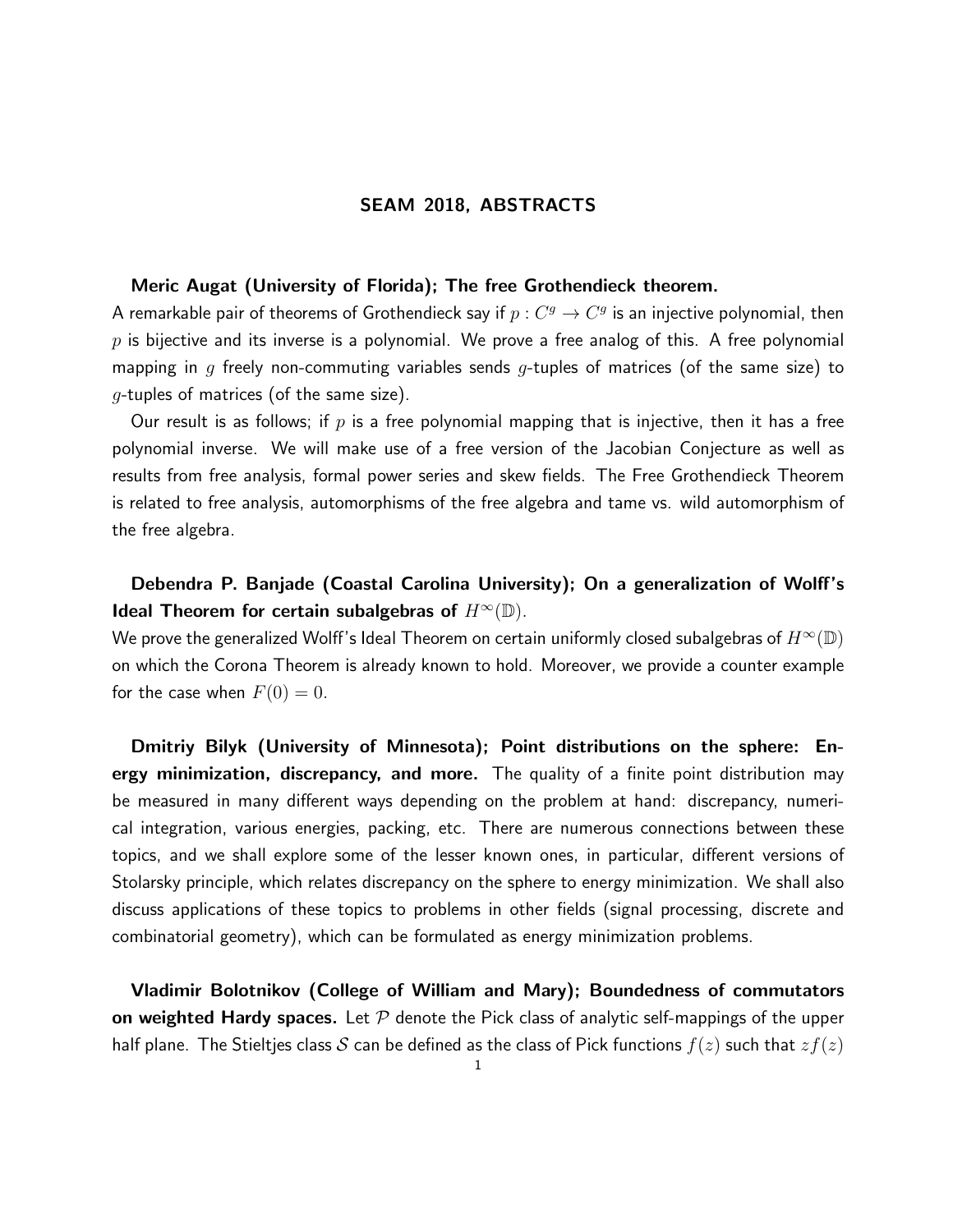# SEAM 2018, ABSTRACTS

**Meric Augat (University of Florida); The free Grothendieck theorem.**
A remarkable pair of theorems of Grothendieck say if $p : C^g \to C^g$ is an injective polynomial, then $p$ is bijective and its inverse is a polynomial. We prove a free analog of this. A free polynomial mapping in $g$ freely non-commuting variables sends $g$-tuples of matrices (of the same size) to $g$-tuples of matrices (of the same size).

Our result is as follows; if $p$ is a free polynomial mapping that is injective, then it has a free polynomial inverse. We will make use of a free version of the Jacobian Conjecture as well as results from free analysis, formal power series and skew fields. The Free Grothendieck Theorem is related to free analysis, automorphisms of the free algebra and tame vs. wild automorphism of the free algebra.

**Debendra P. Banjade (Coastal Carolina University); On a generalization of Wolff's Ideal Theorem for certain subalgebras of $H^\infty(\mathbb{D})$.**
We prove the generalized Wolff's Ideal Theorem on certain uniformly closed subalgebras of $H^\infty(\mathbb{D})$ on which the Corona Theorem is already known to hold. Moreover, we provide a counter example for the case when $F(0) = 0$.

**Dmitriy Bilyk (University of Minnesota); Point distributions on the sphere: Energy minimization, discrepancy, and more.** The quality of a finite point distribution may be measured in many different ways depending on the problem at hand: discrepancy, numerical integration, various energies, packing, etc. There are numerous connections between these topics, and we shall explore some of the lesser known ones, in particular, different versions of Stolarsky principle, which relates discrepancy on the sphere to energy minimization. We shall also discuss applications of these topics to problems in other fields (signal processing, discrete and combinatorial geometry), which can be formulated as energy minimization problems.

**Vladimir Bolotnikov (College of William and Mary); Boundedness of commutators on weighted Hardy spaces.** Let $\mathcal{P}$ denote the Pick class of analytic self-mappings of the upper half plane. The Stieltjes class $\mathcal{S}$ can be defined as the class of Pick functions $f(z)$ such that $zf(z)$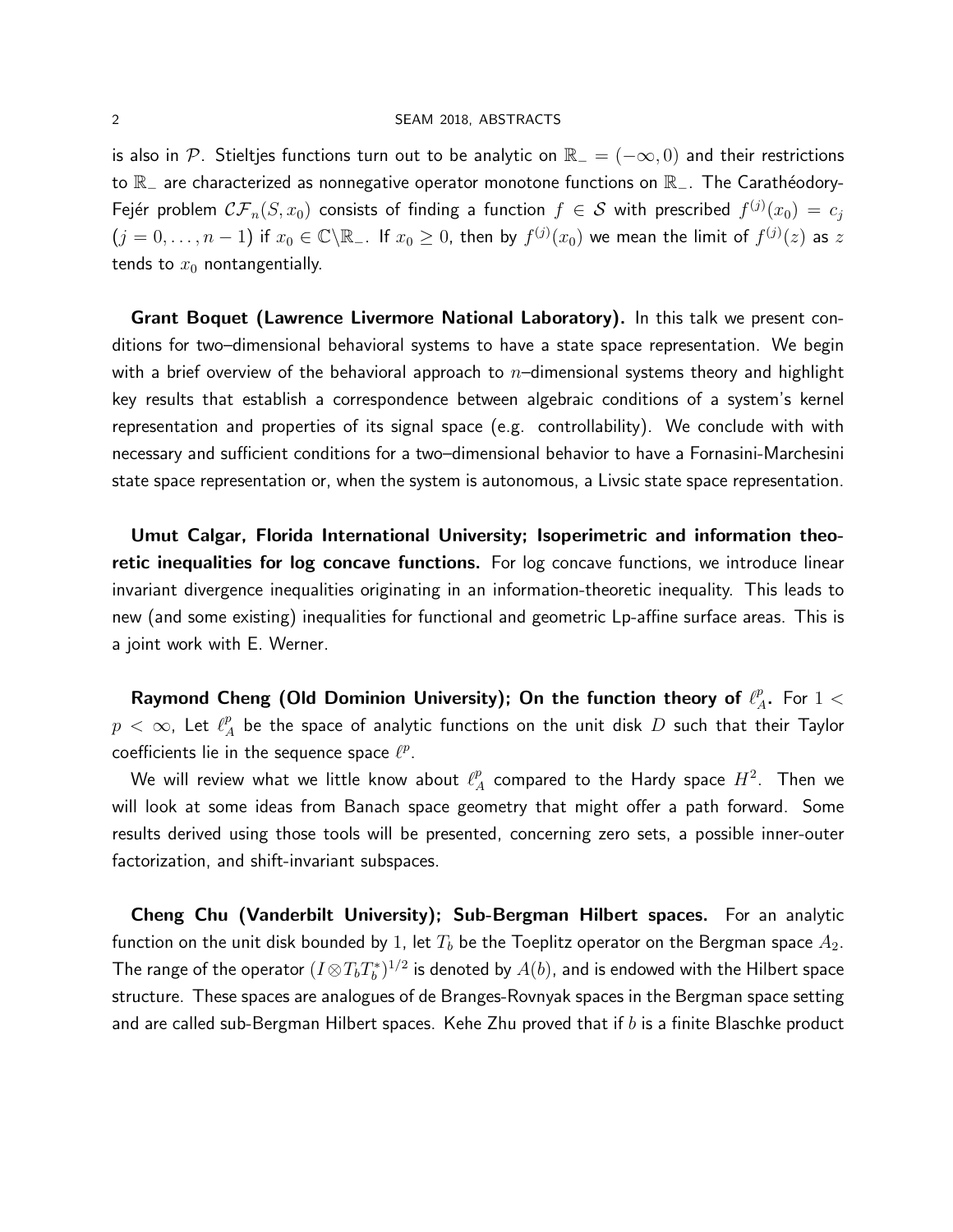is also in $\mathcal{P}$. Stieltjes functions turn out to be analytic on $\mathbb{R}_- = (-\infty, 0)$ and their restrictions to $\mathbb{R}_-$ are characterized as nonnegative operator monotone functions on $\mathbb{R}_-$. The Carathéodory-Fejér problem $\mathcal{CF}_n(S, x_0)$ consists of finding a function $f \in \mathcal{S}$ with prescribed $f^{(j)}(x_0) = c_j$ $(j = 0, \ldots, n-1)$ if $x_0 \in \mathbb{C}\backslash\mathbb{R}_-$. If $x_0 \geq 0$, then by $f^{(j)}(x_0)$ we mean the limit of $f^{(j)}(z)$ as $z$ tends to $x_0$ nontangentially.

**Grant Boquet (Lawrence Livermore National Laboratory).** In this talk we present conditions for two–dimensional behavioral systems to have a state space representation. We begin with a brief overview of the behavioral approach to $n$–dimensional systems theory and highlight key results that establish a correspondence between algebraic conditions of a system's kernel representation and properties of its signal space (e.g. controllability). We conclude with with necessary and sufficient conditions for a two–dimensional behavior to have a Fornasini-Marchesini state space representation or, when the system is autonomous, a Livsic state space representation.

**Umut Calgar, Florida International University; Isoperimetric and information theoretic inequalities for log concave functions.** For log concave functions, we introduce linear invariant divergence inequalities originating in an information-theoretic inequality. This leads to new (and some existing) inequalities for functional and geometric Lp-affine surface areas. This is a joint work with E. Werner.

**Raymond Cheng (Old Dominion University); On the function theory of $\ell^p_A$.** For $1 < p < \infty$, Let $\ell^p_A$ be the space of analytic functions on the unit disk $D$ such that their Taylor coefficients lie in the sequence space $\ell^p$.

We will review what we little know about $\ell^p_A$ compared to the Hardy space $H^2$. Then we will look at some ideas from Banach space geometry that might offer a path forward. Some results derived using those tools will be presented, concerning zero sets, a possible inner-outer factorization, and shift-invariant subspaces.

**Cheng Chu (Vanderbilt University); Sub-Bergman Hilbert spaces.** For an analytic function on the unit disk bounded by 1, let $T_b$ be the Toeplitz operator on the Bergman space $A_2$. The range of the operator $(I \otimes T_b T_b^*)^{1/2}$ is denoted by $A(b)$, and is endowed with the Hilbert space structure. These spaces are analogues of de Branges-Rovnyak spaces in the Bergman space setting and are called sub-Bergman Hilbert spaces. Kehe Zhu proved that if $b$ is a finite Blaschke product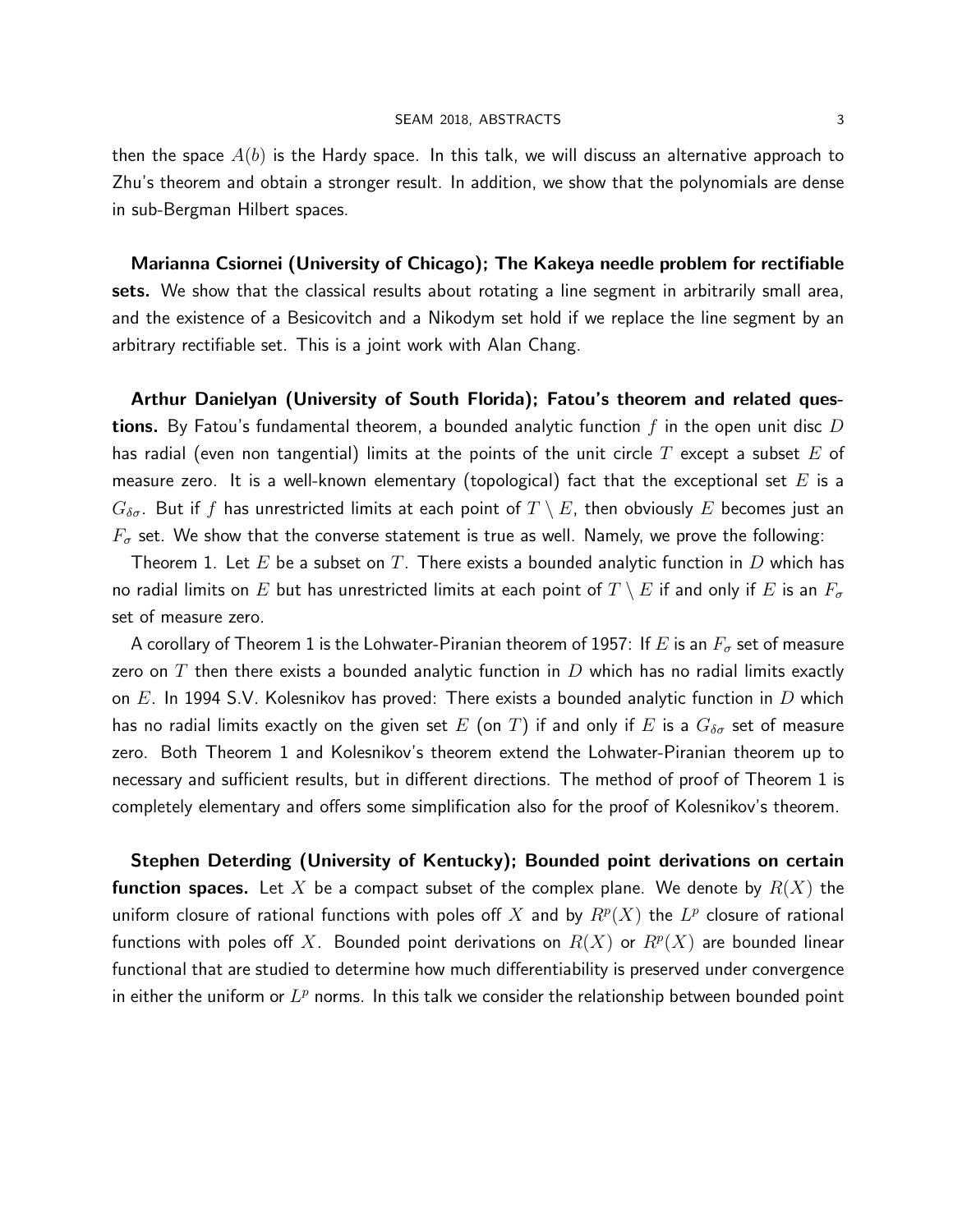then the space $A(b)$ is the Hardy space. In this talk, we will discuss an alternative approach to Zhu's theorem and obtain a stronger result. In addition, we show that the polynomials are dense in sub-Bergman Hilbert spaces.

**Marianna Csiornei (University of Chicago); The Kakeya needle problem for rectifiable sets.** We show that the classical results about rotating a line segment in arbitrarily small area, and the existence of a Besicovitch and a Nikodym set hold if we replace the line segment by an arbitrary rectifiable set. This is a joint work with Alan Chang.

**Arthur Danielyan (University of South Florida); Fatou's theorem and related questions.** By Fatou's fundamental theorem, a bounded analytic function $f$ in the open unit disc $D$ has radial (even non tangential) limits at the points of the unit circle $T$ except a subset $E$ of measure zero. It is a well-known elementary (topological) fact that the exceptional set $E$ is a $G_{\delta\sigma}$. But if $f$ has unrestricted limits at each point of $T \setminus E$, then obviously $E$ becomes just an $F_\sigma$ set. We show that the converse statement is true as well. Namely, we prove the following:

Theorem 1. Let $E$ be a subset on $T$. There exists a bounded analytic function in $D$ which has no radial limits on $E$ but has unrestricted limits at each point of $T \setminus E$ if and only if $E$ is an $F_\sigma$ set of measure zero.

A corollary of Theorem 1 is the Lohwater-Piranian theorem of 1957: If $E$ is an $F_\sigma$ set of measure zero on $T$ then there exists a bounded analytic function in $D$ which has no radial limits exactly on $E$. In 1994 S.V. Kolesnikov has proved: There exists a bounded analytic function in $D$ which has no radial limits exactly on the given set $E$ (on $T$) if and only if $E$ is a $G_{\delta\sigma}$ set of measure zero. Both Theorem 1 and Kolesnikov's theorem extend the Lohwater-Piranian theorem up to necessary and sufficient results, but in different directions. The method of proof of Theorem 1 is completely elementary and offers some simplification also for the proof of Kolesnikov's theorem.

**Stephen Deterding (University of Kentucky); Bounded point derivations on certain function spaces.** Let $X$ be a compact subset of the complex plane. We denote by $R(X)$ the uniform closure of rational functions with poles off $X$ and by $R^p(X)$ the $L^p$ closure of rational functions with poles off $X$. Bounded point derivations on $R(X)$ or $R^p(X)$ are bounded linear functional that are studied to determine how much differentiability is preserved under convergence in either the uniform or $L^p$ norms. In this talk we consider the relationship between bounded point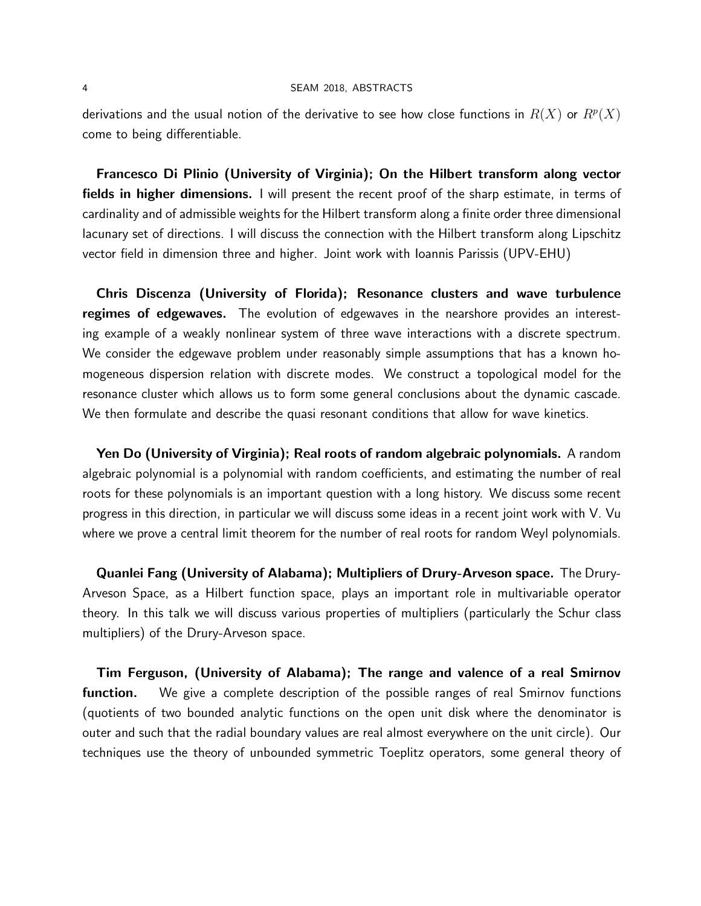derivations and the usual notion of the derivative to see how close functions in $R(X)$ or $R^p(X)$ come to being differentiable.

**Francesco Di Plinio (University of Virginia); On the Hilbert transform along vector fields in higher dimensions.** I will present the recent proof of the sharp estimate, in terms of cardinality and of admissible weights for the Hilbert transform along a finite order three dimensional lacunary set of directions. I will discuss the connection with the Hilbert transform along Lipschitz vector field in dimension three and higher. Joint work with Ioannis Parissis (UPV-EHU)

**Chris Discenza (University of Florida); Resonance clusters and wave turbulence regimes of edgewaves.** The evolution of edgewaves in the nearshore provides an interesting example of a weakly nonlinear system of three wave interactions with a discrete spectrum. We consider the edgewave problem under reasonably simple assumptions that has a known homogeneous dispersion relation with discrete modes. We construct a topological model for the resonance cluster which allows us to form some general conclusions about the dynamic cascade. We then formulate and describe the quasi resonant conditions that allow for wave kinetics.

**Yen Do (University of Virginia); Real roots of random algebraic polynomials.** A random algebraic polynomial is a polynomial with random coefficients, and estimating the number of real roots for these polynomials is an important question with a long history. We discuss some recent progress in this direction, in particular we will discuss some ideas in a recent joint work with V. Vu where we prove a central limit theorem for the number of real roots for random Weyl polynomials.

**Quanlei Fang (University of Alabama); Multipliers of Drury-Arveson space.** The Drury-Arveson Space, as a Hilbert function space, plays an important role in multivariable operator theory. In this talk we will discuss various properties of multipliers (particularly the Schur class multipliers) of the Drury-Arveson space.

**Tim Ferguson, (University of Alabama); The range and valence of a real Smirnov function.** We give a complete description of the possible ranges of real Smirnov functions (quotients of two bounded analytic functions on the open unit disk where the denominator is outer and such that the radial boundary values are real almost everywhere on the unit circle). Our techniques use the theory of unbounded symmetric Toeplitz operators, some general theory of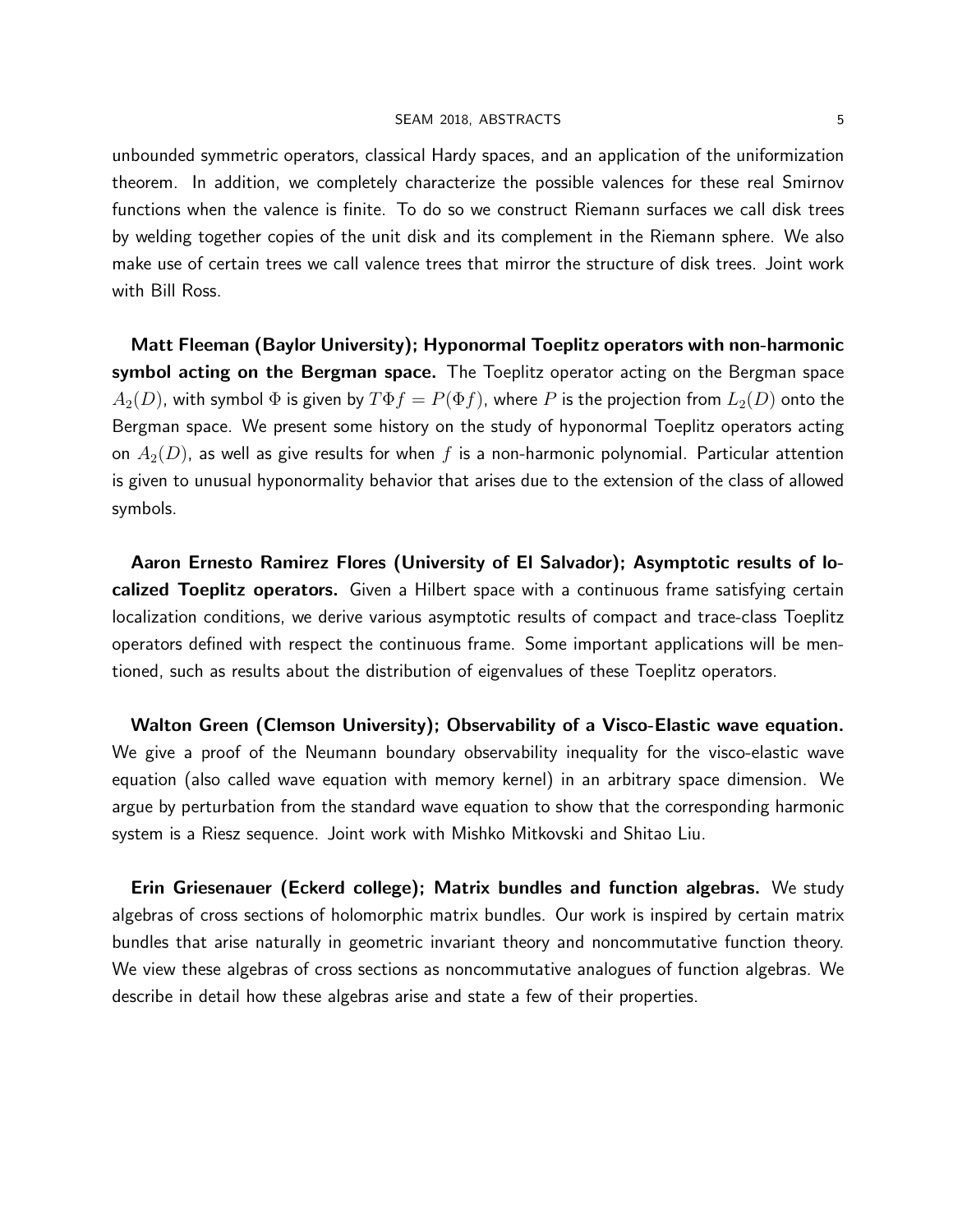unbounded symmetric operators, classical Hardy spaces, and an application of the uniformization theorem. In addition, we completely characterize the possible valences for these real Smirnov functions when the valence is finite. To do so we construct Riemann surfaces we call disk trees by welding together copies of the unit disk and its complement in the Riemann sphere. We also make use of certain trees we call valence trees that mirror the structure of disk trees. Joint work with Bill Ross.

**Matt Fleeman (Baylor University); Hyponormal Toeplitz operators with non-harmonic symbol acting on the Bergman space.** The Toeplitz operator acting on the Bergman space $A_2(D)$, with symbol $\Phi$ is given by $T\Phi f = P(\Phi f)$, where $P$ is the projection from $L_2(D)$ onto the Bergman space. We present some history on the study of hyponormal Toeplitz operators acting on $A_2(D)$, as well as give results for when $f$ is a non-harmonic polynomial. Particular attention is given to unusual hyponormality behavior that arises due to the extension of the class of allowed symbols.

**Aaron Ernesto Ramirez Flores (University of El Salvador); Asymptotic results of localized Toeplitz operators.** Given a Hilbert space with a continuous frame satisfying certain localization conditions, we derive various asymptotic results of compact and trace-class Toeplitz operators defined with respect the continuous frame. Some important applications will be mentioned, such as results about the distribution of eigenvalues of these Toeplitz operators.

**Walton Green (Clemson University); Observability of a Visco-Elastic wave equation.** We give a proof of the Neumann boundary observability inequality for the visco-elastic wave equation (also called wave equation with memory kernel) in an arbitrary space dimension. We argue by perturbation from the standard wave equation to show that the corresponding harmonic system is a Riesz sequence. Joint work with Mishko Mitkovski and Shitao Liu.

**Erin Griesenauer (Eckerd college); Matrix bundles and function algebras.** We study algebras of cross sections of holomorphic matrix bundles. Our work is inspired by certain matrix bundles that arise naturally in geometric invariant theory and noncommutative function theory. We view these algebras of cross sections as noncommutative analogues of function algebras. We describe in detail how these algebras arise and state a few of their properties.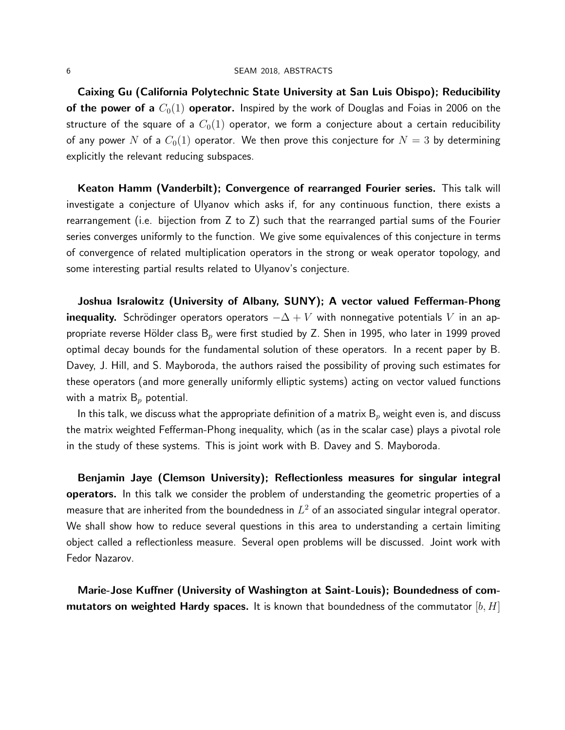**Caixing Gu (California Polytechnic State University at San Luis Obispo); Reducibility of the power of a $C_0(1)$ operator.** Inspired by the work of Douglas and Foias in 2006 on the structure of the square of a $C_0(1)$ operator, we form a conjecture about a certain reducibility of any power $N$ of a $C_0(1)$ operator. We then prove this conjecture for $N = 3$ by determining explicitly the relevant reducing subspaces.

**Keaton Hamm (Vanderbilt); Convergence of rearranged Fourier series.** This talk will investigate a conjecture of Ulyanov which asks if, for any continuous function, there exists a rearrangement (i.e. bijection from Z to Z) such that the rearranged partial sums of the Fourier series converges uniformly to the function. We give some equivalences of this conjecture in terms of convergence of related multiplication operators in the strong or weak operator topology, and some interesting partial results related to Ulyanov's conjecture.

**Joshua Isralowitz (University of Albany, SUNY); A vector valued Fefferman-Phong inequality.** Schrödinger operators operators $-\Delta + V$ with nonnegative potentials $V$ in an appropriate reverse Hölder class $\mathsf{B}_p$ were first studied by Z. Shen in 1995, who later in 1999 proved optimal decay bounds for the fundamental solution of these operators. In a recent paper by B. Davey, J. Hill, and S. Mayboroda, the authors raised the possibility of proving such estimates for these operators (and more generally uniformly elliptic systems) acting on vector valued functions with a matrix $\mathsf{B}_p$ potential.

In this talk, we discuss what the appropriate definition of a matrix $\mathsf{B}_p$ weight even is, and discuss the matrix weighted Fefferman-Phong inequality, which (as in the scalar case) plays a pivotal role in the study of these systems. This is joint work with B. Davey and S. Mayboroda.

**Benjamin Jaye (Clemson University); Reflectionless measures for singular integral operators.** In this talk we consider the problem of understanding the geometric properties of a measure that are inherited from the boundedness in $L^2$ of an associated singular integral operator. We shall show how to reduce several questions in this area to understanding a certain limiting object called a reflectionless measure. Several open problems will be discussed. Joint work with Fedor Nazarov.

**Marie-Jose Kuffner (University of Washington at Saint-Louis); Boundedness of commutators on weighted Hardy spaces.** It is known that boundedness of the commutator $[b, H]$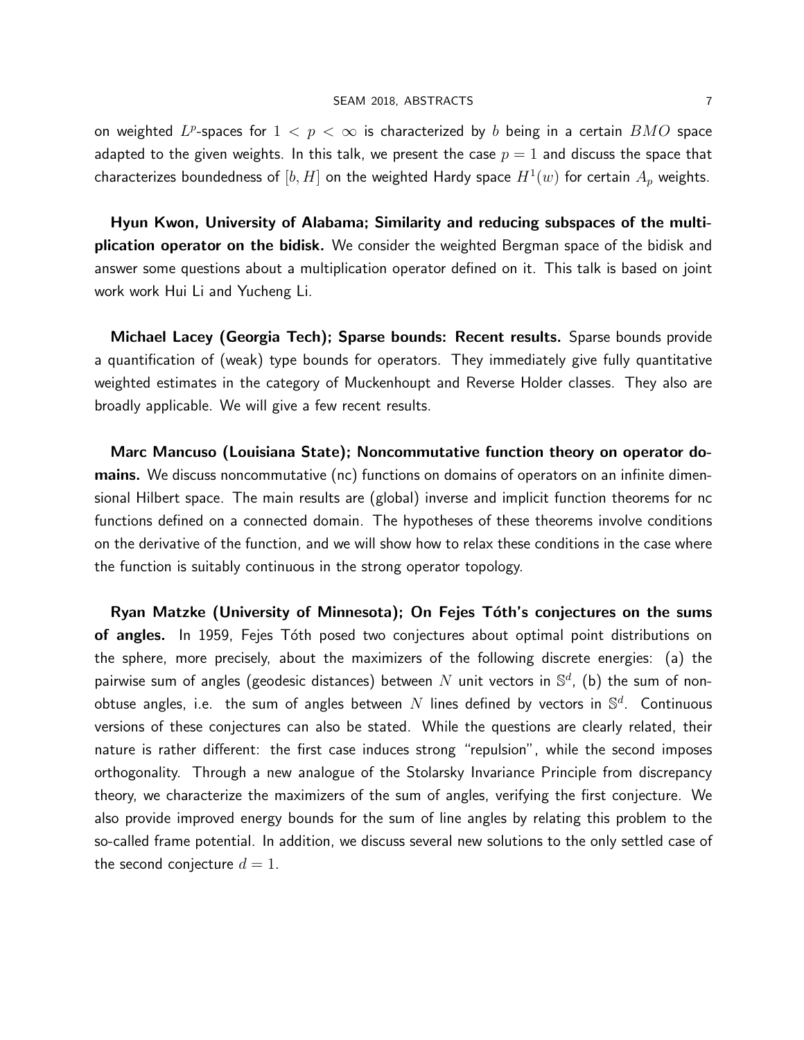on weighted $L^p$-spaces for $1 < p < \infty$ is characterized by $b$ being in a certain $BMO$ space adapted to the given weights. In this talk, we present the case $p = 1$ and discuss the space that characterizes boundedness of $[b, H]$ on the weighted Hardy space $H^1(w)$ for certain $A_p$ weights.

**Hyun Kwon, University of Alabama; Similarity and reducing subspaces of the multiplication operator on the bidisk.** We consider the weighted Bergman space of the bidisk and answer some questions about a multiplication operator defined on it. This talk is based on joint work work Hui Li and Yucheng Li.

**Michael Lacey (Georgia Tech); Sparse bounds: Recent results.** Sparse bounds provide a quantification of (weak) type bounds for operators. They immediately give fully quantitative weighted estimates in the category of Muckenhoupt and Reverse Holder classes. They also are broadly applicable. We will give a few recent results.

**Marc Mancuso (Louisiana State); Noncommutative function theory on operator domains.** We discuss noncommutative (nc) functions on domains of operators on an infinite dimensional Hilbert space. The main results are (global) inverse and implicit function theorems for nc functions defined on a connected domain. The hypotheses of these theorems involve conditions on the derivative of the function, and we will show how to relax these conditions in the case where the function is suitably continuous in the strong operator topology.

**Ryan Matzke (University of Minnesota); On Fejes Tóth's conjectures on the sums of angles.** In 1959, Fejes Tóth posed two conjectures about optimal point distributions on the sphere, more precisely, about the maximizers of the following discrete energies: (a) the pairwise sum of angles (geodesic distances) between $N$ unit vectors in $\mathbb{S}^d$, (b) the sum of non-obtuse angles, i.e. the sum of angles between $N$ lines defined by vectors in $\mathbb{S}^d$. Continuous versions of these conjectures can also be stated. While the questions are clearly related, their nature is rather different: the first case induces strong "repulsion", while the second imposes orthogonality. Through a new analogue of the Stolarsky Invariance Principle from discrepancy theory, we characterize the maximizers of the sum of angles, verifying the first conjecture. We also provide improved energy bounds for the sum of line angles by relating this problem to the so-called frame potential. In addition, we discuss several new solutions to the only settled case of the second conjecture $d = 1$.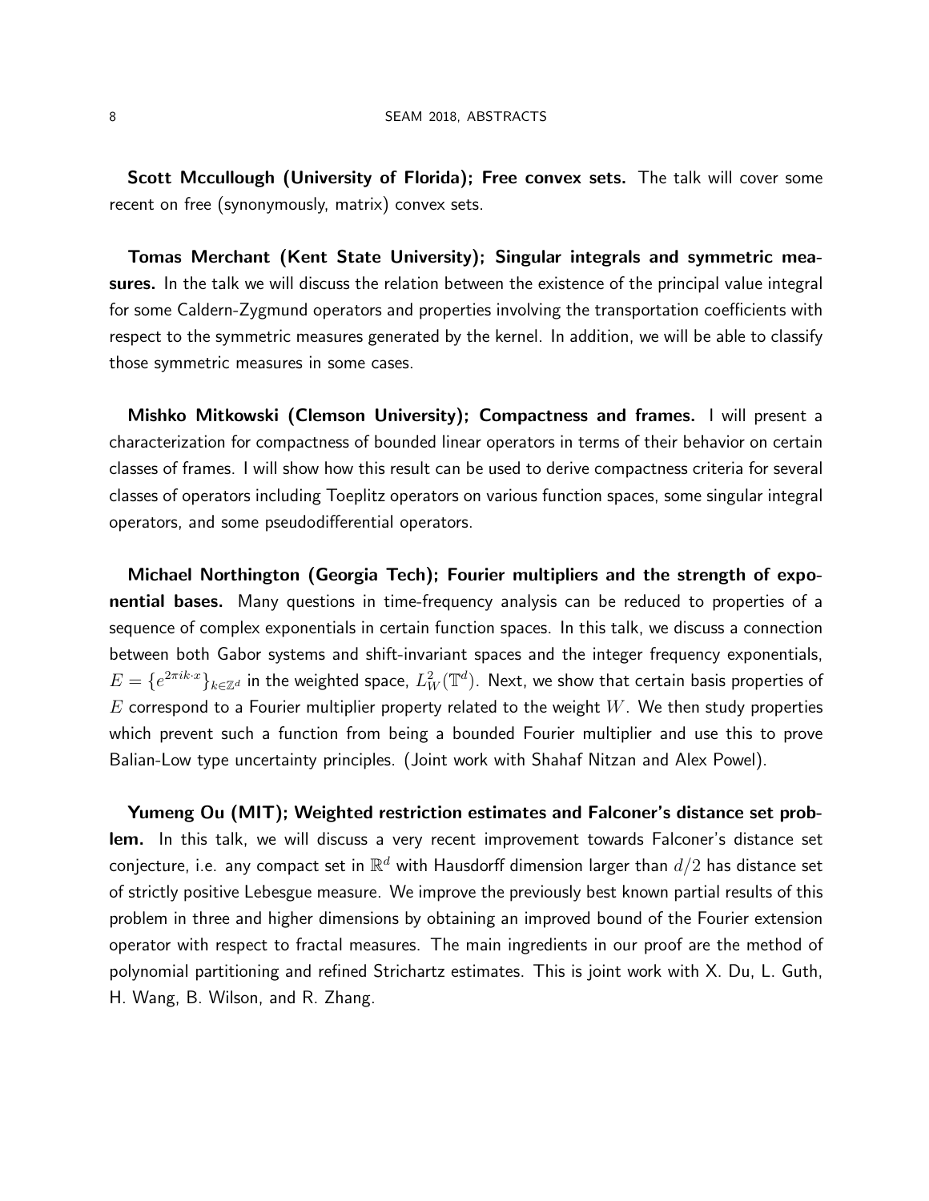**Scott Mccullough (University of Florida); Free convex sets.** The talk will cover some recent on free (synonymously, matrix) convex sets.

**Tomas Merchant (Kent State University); Singular integrals and symmetric measures.** In the talk we will discuss the relation between the existence of the principal value integral for some Caldern-Zygmund operators and properties involving the transportation coefficients with respect to the symmetric measures generated by the kernel. In addition, we will be able to classify those symmetric measures in some cases.

**Mishko Mitkowski (Clemson University); Compactness and frames.** I will present a characterization for compactness of bounded linear operators in terms of their behavior on certain classes of frames. I will show how this result can be used to derive compactness criteria for several classes of operators including Toeplitz operators on various function spaces, some singular integral operators, and some pseudodifferential operators.

**Michael Northington (Georgia Tech); Fourier multipliers and the strength of exponential bases.** Many questions in time-frequency analysis can be reduced to properties of a sequence of complex exponentials in certain function spaces. In this talk, we discuss a connection between both Gabor systems and shift-invariant spaces and the integer frequency exponentials, $E = \{e^{2\pi i k\cdot x}\}_{k\in\mathbb{Z}^d}$ in the weighted space, $L^2_W(\mathbb{T}^d)$. Next, we show that certain basis properties of $E$ correspond to a Fourier multiplier property related to the weight $W$. We then study properties which prevent such a function from being a bounded Fourier multiplier and use this to prove Balian-Low type uncertainty principles. (Joint work with Shahaf Nitzan and Alex Powel).

**Yumeng Ou (MIT); Weighted restriction estimates and Falconer's distance set problem.** In this talk, we will discuss a very recent improvement towards Falconer's distance set conjecture, i.e. any compact set in $\mathbb{R}^d$ with Hausdorff dimension larger than $d/2$ has distance set of strictly positive Lebesgue measure. We improve the previously best known partial results of this problem in three and higher dimensions by obtaining an improved bound of the Fourier extension operator with respect to fractal measures. The main ingredients in our proof are the method of polynomial partitioning and refined Strichartz estimates. This is joint work with X. Du, L. Guth, H. Wang, B. Wilson, and R. Zhang.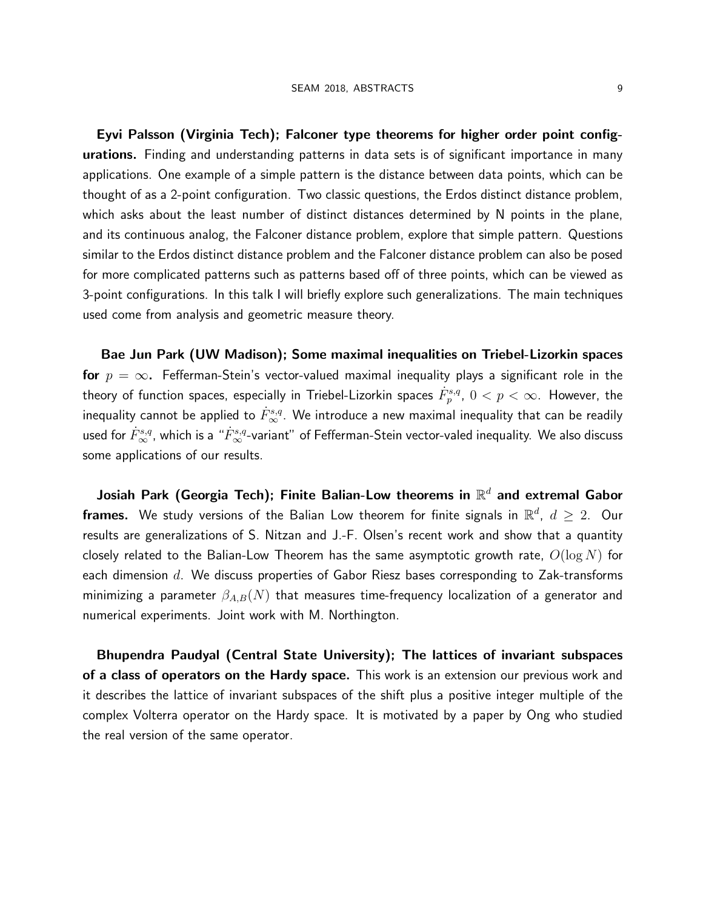**Eyvi Palsson (Virginia Tech); Falconer type theorems for higher order point configurations.** Finding and understanding patterns in data sets is of significant importance in many applications. One example of a simple pattern is the distance between data points, which can be thought of as a 2-point configuration. Two classic questions, the Erdos distinct distance problem, which asks about the least number of distinct distances determined by N points in the plane, and its continuous analog, the Falconer distance problem, explore that simple pattern. Questions similar to the Erdos distinct distance problem and the Falconer distance problem can also be posed for more complicated patterns such as patterns based off of three points, which can be viewed as 3-point configurations. In this talk I will briefly explore such generalizations. The main techniques used come from analysis and geometric measure theory.

**Bae Jun Park (UW Madison); Some maximal inequalities on Triebel-Lizorkin spaces for $p = \infty$.** Fefferman-Stein's vector-valued maximal inequality plays a significant role in the theory of function spaces, especially in Triebel-Lizorkin spaces $\dot{F}_p^{s,q}$, $0 < p < \infty$. However, the inequality cannot be applied to $\dot{F}_\infty^{s,q}$. We introduce a new maximal inequality that can be readily used for $\dot{F}_\infty^{s,q}$, which is a "$\dot{F}_\infty^{s,q}$-variant" of Fefferman-Stein vector-valed inequality. We also discuss some applications of our results.

**Josiah Park (Georgia Tech); Finite Balian-Low theorems in $\mathbb{R}^d$ and extremal Gabor frames.** We study versions of the Balian Low theorem for finite signals in $\mathbb{R}^d$, $d \geq 2$. Our results are generalizations of S. Nitzan and J.-F. Olsen's recent work and show that a quantity closely related to the Balian-Low Theorem has the same asymptotic growth rate, $O(\log N)$ for each dimension $d$. We discuss properties of Gabor Riesz bases corresponding to Zak-transforms minimizing a parameter $\beta_{A,B}(N)$ that measures time-frequency localization of a generator and numerical experiments. Joint work with M. Northington.

**Bhupendra Paudyal (Central State University); The lattices of invariant subspaces of a class of operators on the Hardy space.** This work is an extension our previous work and it describes the lattice of invariant subspaces of the shift plus a positive integer multiple of the complex Volterra operator on the Hardy space. It is motivated by a paper by Ong who studied the real version of the same operator.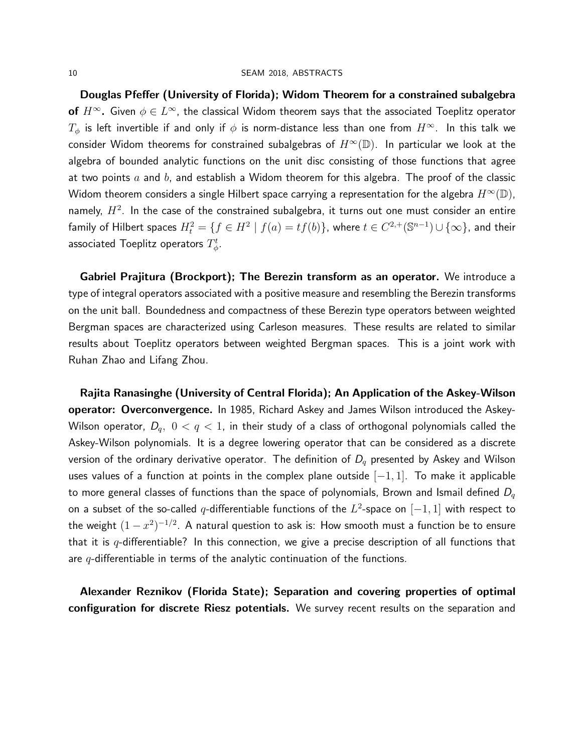**Douglas Pfeffer (University of Florida); Widom Theorem for a constrained subalgebra of $H^\infty$.** Given $\phi \in L^\infty$, the classical Widom theorem says that the associated Toeplitz operator $T_\phi$ is left invertible if and only if $\phi$ is norm-distance less than one from $H^\infty$. In this talk we consider Widom theorems for constrained subalgebras of $H^\infty(\mathbb{D})$. In particular we look at the algebra of bounded analytic functions on the unit disc consisting of those functions that agree at two points $a$ and $b$, and establish a Widom theorem for this algebra. The proof of the classic Widom theorem considers a single Hilbert space carrying a representation for the algebra $H^\infty(\mathbb{D})$, namely, $H^2$. In the case of the constrained subalgebra, it turns out one must consider an entire family of Hilbert spaces $H^2_t = \{f \in H^2 \mid f(a) = tf(b)\}$, where $t \in C^{2,+}(\mathbb{S}^{n-1}) \cup \{\infty\}$, and their associated Toeplitz operators $T^t_\phi$.

**Gabriel Prajitura (Brockport); The Berezin transform as an operator.** We introduce a type of integral operators associated with a positive measure and resembling the Berezin transforms on the unit ball. Boundedness and compactness of these Berezin type operators between weighted Bergman spaces are characterized using Carleson measures. These results are related to similar results about Toeplitz operators between weighted Bergman spaces. This is a joint work with Ruhan Zhao and Lifang Zhou.

**Rajita Ranasinghe (University of Central Florida); An Application of the Askey-Wilson operator: Overconvergence.** In 1985, Richard Askey and James Wilson introduced the Askey-Wilson operator, $D_q,\ 0 < q < 1$, in their study of a class of orthogonal polynomials called the Askey-Wilson polynomials. It is a degree lowering operator that can be considered as a discrete version of the ordinary derivative operator. The definition of $D_q$ presented by Askey and Wilson uses values of a function at points in the complex plane outside $[-1, 1]$. To make it applicable to more general classes of functions than the space of polynomials, Brown and Ismail defined $D_q$ on a subset of the so-called $q$-differentiable functions of the $L^2$-space on $[-1, 1]$ with respect to the weight $(1 - x^2)^{-1/2}$. A natural question to ask is: How smooth must a function be to ensure that it is $q$-differentiable? In this connection, we give a precise description of all functions that are $q$-differentiable in terms of the analytic continuation of the functions.

**Alexander Reznikov (Florida State); Separation and covering properties of optimal configuration for discrete Riesz potentials.** We survey recent results on the separation and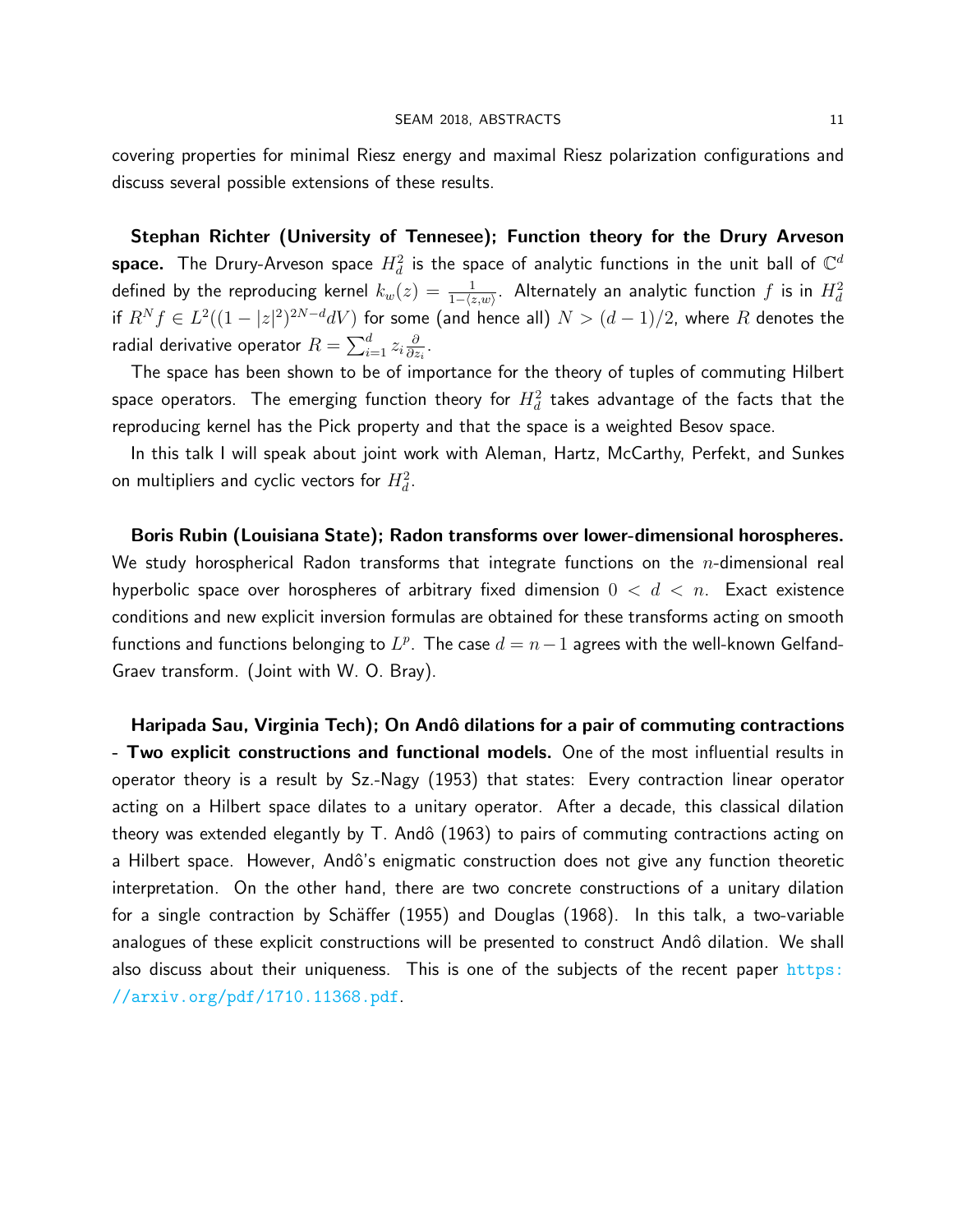covering properties for minimal Riesz energy and maximal Riesz polarization configurations and discuss several possible extensions of these results.

**Stephan Richter (University of Tennesee); Function theory for the Drury Arveson space.** The Drury-Arveson space $H^2_d$ is the space of analytic functions in the unit ball of $\mathbb{C}^d$ defined by the reproducing kernel $k_w(z) = \frac{1}{1-\langle z,w\rangle}$. Alternately an analytic function $f$ is in $H^2_d$ if $R^N f \in L^2((1-|z|^2)^{2N-d}dV)$ for some (and hence all) $N > (d-1)/2$, where $R$ denotes the radial derivative operator $R = \sum_{i=1}^d z_i \frac{\partial}{\partial z_i}$.

The space has been shown to be of importance for the theory of tuples of commuting Hilbert space operators. The emerging function theory for $H^2_d$ takes advantage of the facts that the reproducing kernel has the Pick property and that the space is a weighted Besov space.

In this talk I will speak about joint work with Aleman, Hartz, McCarthy, Perfekt, and Sunkes on multipliers and cyclic vectors for $H^2_d$.

**Boris Rubin (Louisiana State); Radon transforms over lower-dimensional horospheres.** We study horospherical Radon transforms that integrate functions on the $n$-dimensional real hyperbolic space over horospheres of arbitrary fixed dimension $0 < d < n$. Exact existence conditions and new explicit inversion formulas are obtained for these transforms acting on smooth functions and functions belonging to $L^p$. The case $d = n-1$ agrees with the well-known Gelfand-Graev transform. (Joint with W. O. Bray).

**Haripada Sau, Virginia Tech); On Andô dilations for a pair of commuting contractions - Two explicit constructions and functional models.** One of the most influential results in operator theory is a result by Sz.-Nagy (1953) that states: Every contraction linear operator acting on a Hilbert space dilates to a unitary operator. After a decade, this classical dilation theory was extended elegantly by T. Andô (1963) to pairs of commuting contractions acting on a Hilbert space. However, Andô's enigmatic construction does not give any function theoretic interpretation. On the other hand, there are two concrete constructions of a unitary dilation for a single contraction by Schäffer (1955) and Douglas (1968). In this talk, a two-variable analogues of these explicit constructions will be presented to construct Andô dilation. We shall also discuss about their uniqueness. This is one of the subjects of the recent paper https://arxiv.org/pdf/1710.11368.pdf.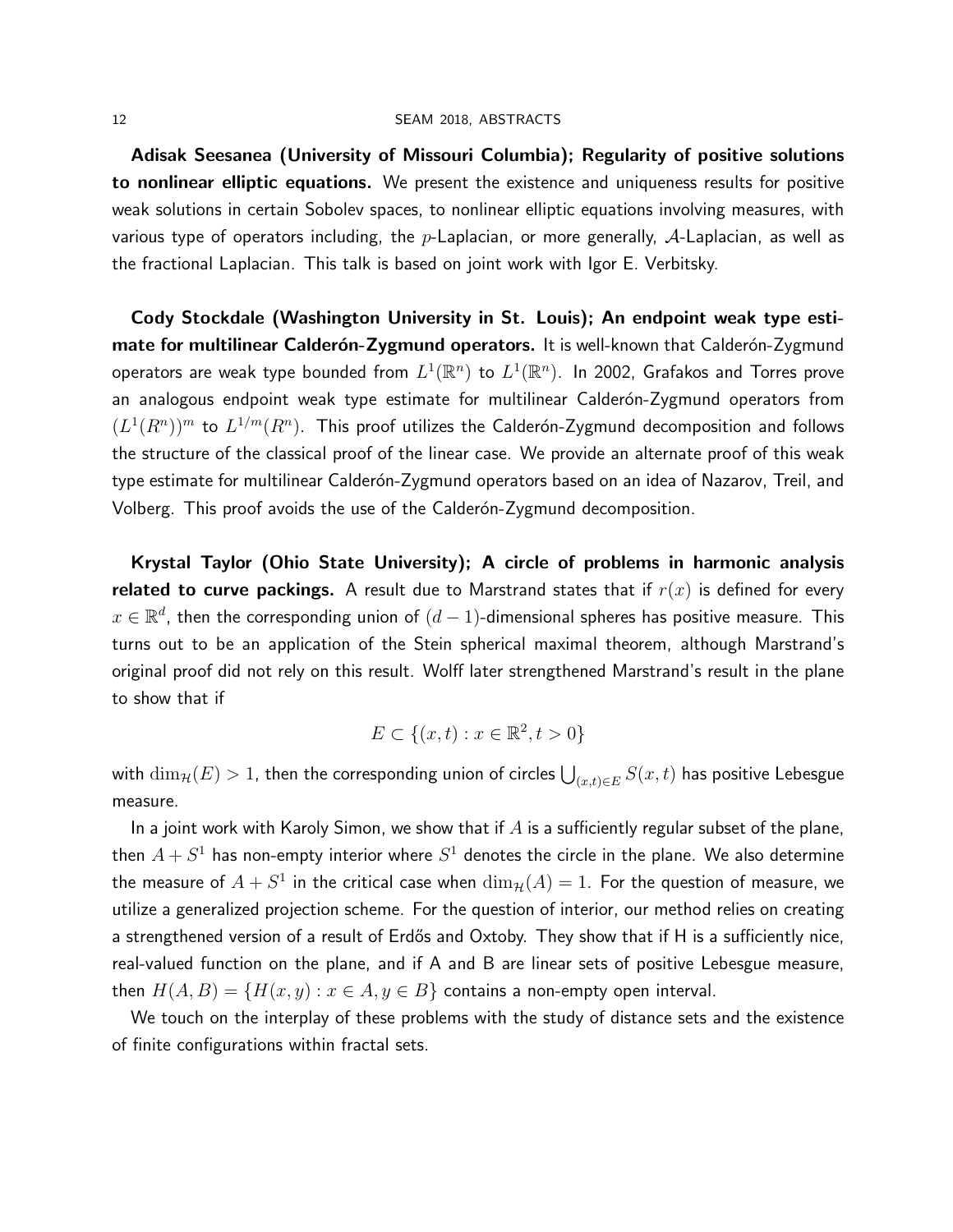**Adisak Seesanea (University of Missouri Columbia); Regularity of positive solutions to nonlinear elliptic equations.** We present the existence and uniqueness results for positive weak solutions in certain Sobolev spaces, to nonlinear elliptic equations involving measures, with various type of operators including, the $p$-Laplacian, or more generally, $\mathcal{A}$-Laplacian, as well as the fractional Laplacian. This talk is based on joint work with Igor E. Verbitsky.

**Cody Stockdale (Washington University in St. Louis); An endpoint weak type estimate for multilinear Calderón-Zygmund operators.** It is well-known that Calderón-Zygmund operators are weak type bounded from $L^1(\mathbb{R}^n)$ to $L^1(\mathbb{R}^n)$. In 2002, Grafakos and Torres prove an analogous endpoint weak type estimate for multilinear Calderón-Zygmund operators from $(L^1(R^n))^m$ to $L^{1/m}(R^n)$. This proof utilizes the Calderón-Zygmund decomposition and follows the structure of the classical proof of the linear case. We provide an alternate proof of this weak type estimate for multilinear Calderón-Zygmund operators based on an idea of Nazarov, Treil, and Volberg. This proof avoids the use of the Calderón-Zygmund decomposition.

**Krystal Taylor (Ohio State University); A circle of problems in harmonic analysis related to curve packings.** A result due to Marstrand states that if $r(x)$ is defined for every $x \in \mathbb{R}^d$, then the corresponding union of $(d-1)$-dimensional spheres has positive measure. This turns out to be an application of the Stein spherical maximal theorem, although Marstrand's original proof did not rely on this result. Wolff later strengthened Marstrand's result in the plane to show that if

$$E \subset \{(x,t) : x \in \mathbb{R}^2, t > 0\}$$

with $\dim_{\mathcal{H}}(E) > 1$, then the corresponding union of circles $\bigcup_{(x,t)\in E} S(x,t)$ has positive Lebesgue measure.

In a joint work with Karoly Simon, we show that if $A$ is a sufficiently regular subset of the plane, then $A + S^1$ has non-empty interior where $S^1$ denotes the circle in the plane. We also determine the measure of $A + S^1$ in the critical case when $\dim_{\mathcal{H}}(A) = 1$. For the question of measure, we utilize a generalized projection scheme. For the question of interior, our method relies on creating a strengthened version of a result of Erdős and Oxtoby. They show that if H is a sufficiently nice, real-valued function on the plane, and if A and B are linear sets of positive Lebesgue measure, then $H(A,B) = \{H(x,y) : x \in A, y \in B\}$ contains a non-empty open interval.

We touch on the interplay of these problems with the study of distance sets and the existence of finite configurations within fractal sets.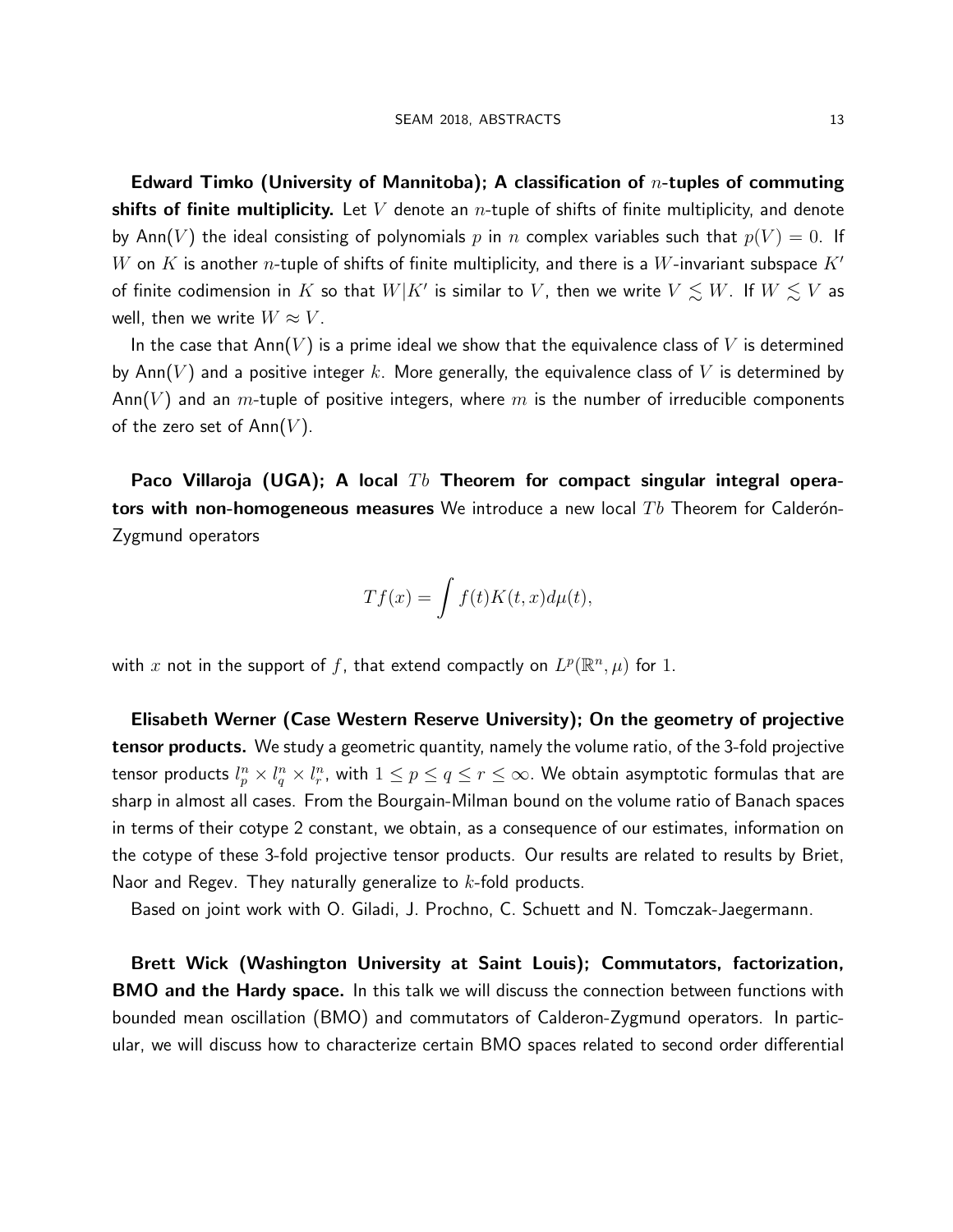**Edward Timko (University of Manitoba); A classification of $n$-tuples of commuting shifts of finite multiplicity.** Let $V$ denote an $n$-tuple of shifts of finite multiplicity, and denote by $\mathsf{Ann}(V)$ the ideal consisting of polynomials $p$ in $n$ complex variables such that $p(V) = 0$. If $W$ on $K$ is another $n$-tuple of shifts of finite multiplicity, and there is a $W$-invariant subspace $K'$ of finite codimension in $K$ so that $W|K'$ is similar to $V$, then we write $V \lesssim W$. If $W \lesssim V$ as well, then we write $W \approx V$.

In the case that $\mathsf{Ann}(V)$ is a prime ideal we show that the equivalence class of $V$ is determined by $\mathsf{Ann}(V)$ and a positive integer $k$. More generally, the equivalence class of $V$ is determined by $\mathsf{Ann}(V)$ and an $m$-tuple of positive integers, where $m$ is the number of irreducible components of the zero set of $\mathsf{Ann}(V)$.

**Paco Villaroja (UGA); A local $Tb$ Theorem for compact singular integral operators with non-homogeneous measures** We introduce a new local $Tb$ Theorem for Calderón-Zygmund operators

$$Tf(x) = \int f(t)K(t,x)d\mu(t),$$

with $x$ not in the support of $f$, that extend compactly on $L^p(\mathbb{R}^n, \mu)$ for $1$.

**Elisabeth Werner (Case Western Reserve University); On the geometry of projective tensor products.** We study a geometric quantity, namely the volume ratio, of the 3-fold projective tensor products $l_p^n \times l_q^n \times l_r^n$, with $1 \leq p \leq q \leq r \leq \infty$. We obtain asymptotic formulas that are sharp in almost all cases. From the Bourgain-Milman bound on the volume ratio of Banach spaces in terms of their cotype 2 constant, we obtain, as a consequence of our estimates, information on the cotype of these 3-fold projective tensor products. Our results are related to results by Briet, Naor and Regev. They naturally generalize to $k$-fold products.

Based on joint work with O. Giladi, J. Prochno, C. Schuett and N. Tomczak-Jaegermann.

**Brett Wick (Washington University at Saint Louis); Commutators, factorization, BMO and the Hardy space.** In this talk we will discuss the connection between functions with bounded mean oscillation (BMO) and commutators of Calderon-Zygmund operators. In particular, we will discuss how to characterize certain BMO spaces related to second order differential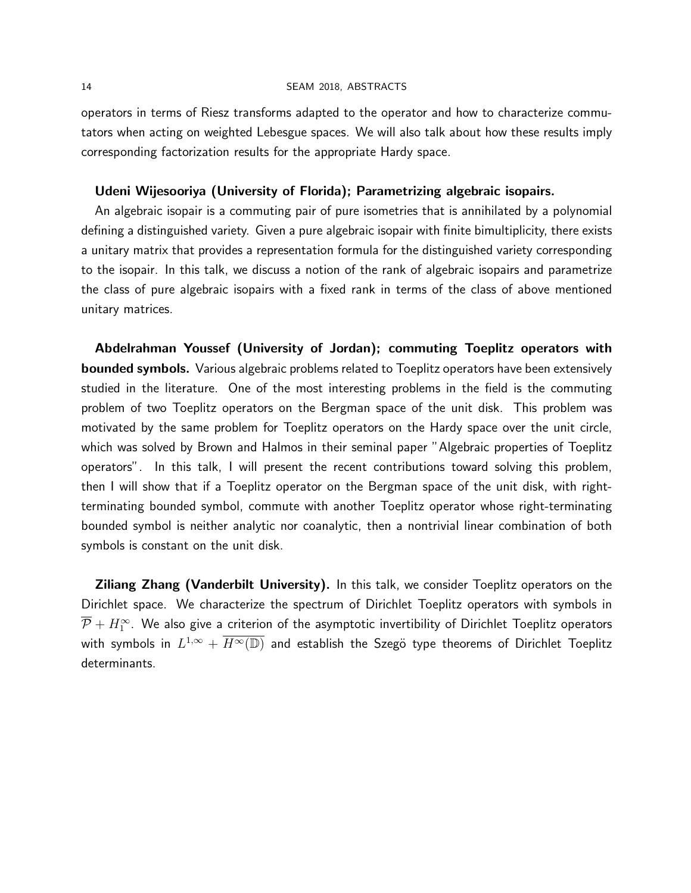operators in terms of Riesz transforms adapted to the operator and how to characterize commutators when acting on weighted Lebesgue spaces. We will also talk about how these results imply corresponding factorization results for the appropriate Hardy space.

**Udeni Wijesooriya (University of Florida); Parametrizing algebraic isopairs.** An algebraic isopair is a commuting pair of pure isometries that is annihilated by a polynomial defining a distinguished variety. Given a pure algebraic isopair with finite bimultiplicity, there exists a unitary matrix that provides a representation formula for the distinguished variety corresponding to the isopair. In this talk, we discuss a notion of the rank of algebraic isopairs and parametrize the class of pure algebraic isopairs with a fixed rank in terms of the class of above mentioned unitary matrices.

**Abdelrahman Youssef (University of Jordan); commuting Toeplitz operators with bounded symbols.** Various algebraic problems related to Toeplitz operators have been extensively studied in the literature. One of the most interesting problems in the field is the commuting problem of two Toeplitz operators on the Bergman space of the unit disk. This problem was motivated by the same problem for Toeplitz operators on the Hardy space over the unit circle, which was solved by Brown and Halmos in their seminal paper "Algebraic properties of Toeplitz operators". In this talk, I will present the recent contributions toward solving this problem, then I will show that if a Toeplitz operator on the Bergman space of the unit disk, with right-terminating bounded symbol, commute with another Toeplitz operator whose right-terminating bounded symbol is neither analytic nor coanalytic, then a nontrivial linear combination of both symbols is constant on the unit disk.

**Ziliang Zhang (Vanderbilt University).** In this talk, we consider Toeplitz operators on the Dirichlet space. We characterize the spectrum of Dirichlet Toeplitz operators with symbols in $\overline{\mathcal{P}} + H_1^\infty$. We also give a criterion of the asymptotic invertibility of Dirichlet Toeplitz operators with symbols in $L^{1,\infty} + \overline{H^\infty(\mathbb{D})}$ and establish the Szegö type theorems of Dirichlet Toeplitz determinants.